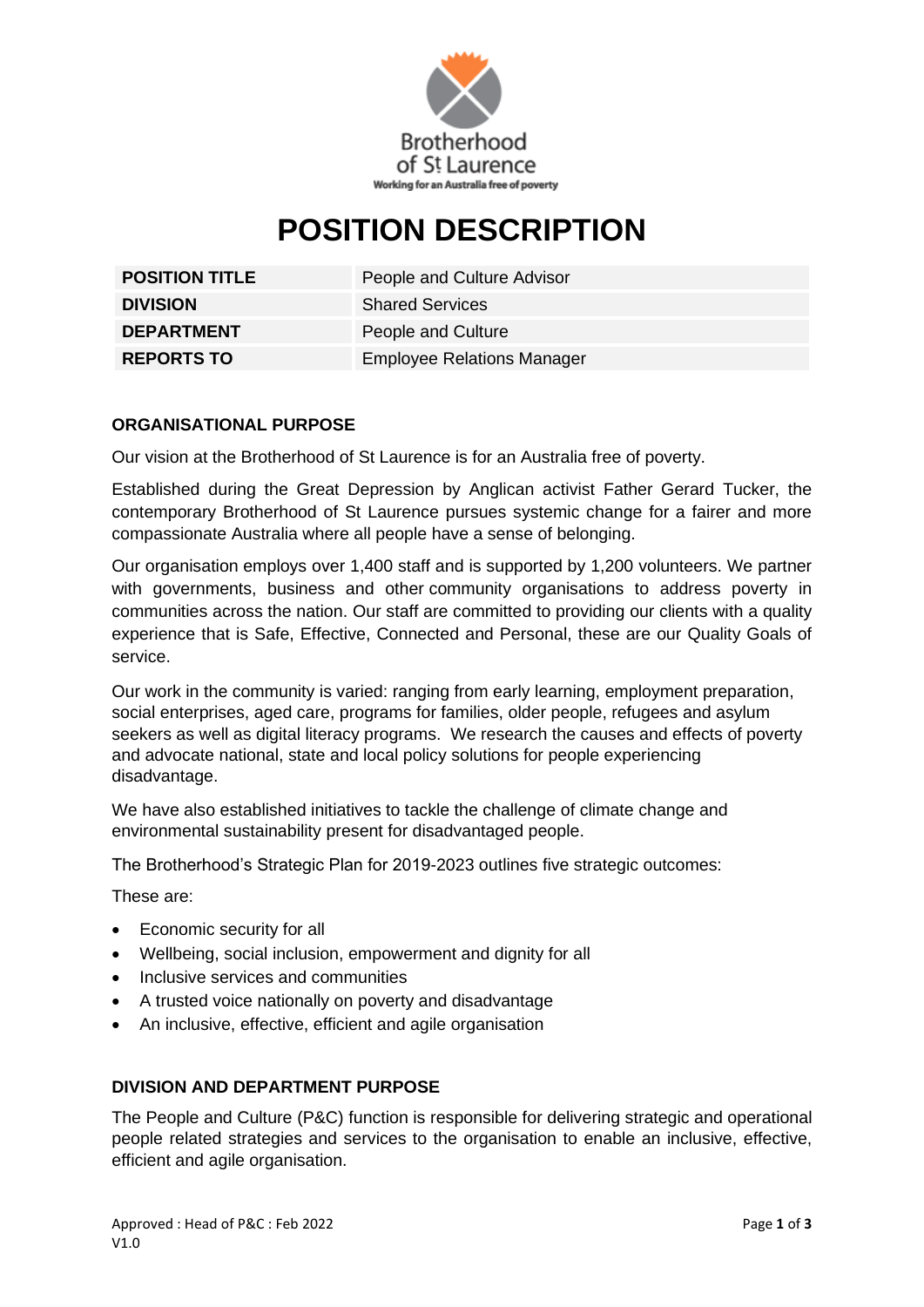Brotherhood of St Laurence
Working for an Australia free of poverty

# POSITION DESCRIPTION

| POSITION TITLE | People and Culture Advisor |
|---|---|
| DIVISION | Shared Services |
| DEPARTMENT | People and Culture |
| REPORTS TO | Employee Relations Manager |

## ORGANISATIONAL PURPOSE

Our vision at the Brotherhood of St Laurence is for an Australia free of poverty.

Established during the Great Depression by Anglican activist Father Gerard Tucker, the contemporary Brotherhood of St Laurence pursues systemic change for a fairer and more compassionate Australia where all people have a sense of belonging.

Our organisation employs over 1,400 staff and is supported by 1,200 volunteers. We partner with governments, business and other community organisations to address poverty in communities across the nation. Our staff are committed to providing our clients with a quality experience that is Safe, Effective, Connected and Personal, these are our Quality Goals of service.

Our work in the community is varied: ranging from early learning, employment preparation, social enterprises, aged care, programs for families, older people, refugees and asylum seekers as well as digital literacy programs. We research the causes and effects of poverty and advocate national, state and local policy solutions for people experiencing disadvantage.

We have also established initiatives to tackle the challenge of climate change and environmental sustainability present for disadvantaged people.

The Brotherhood's Strategic Plan for 2019-2023 outlines five strategic outcomes:

These are:

- Economic security for all
- Wellbeing, social inclusion, empowerment and dignity for all
- Inclusive services and communities
- A trusted voice nationally on poverty and disadvantage
- An inclusive, effective, efficient and agile organisation

## DIVISION AND DEPARTMENT PURPOSE

The People and Culture (P&C) function is responsible for delivering strategic and operational people related strategies and services to the organisation to enable an inclusive, effective, efficient and agile organisation.

Approved : Head of P&C : Feb 2022
V1.0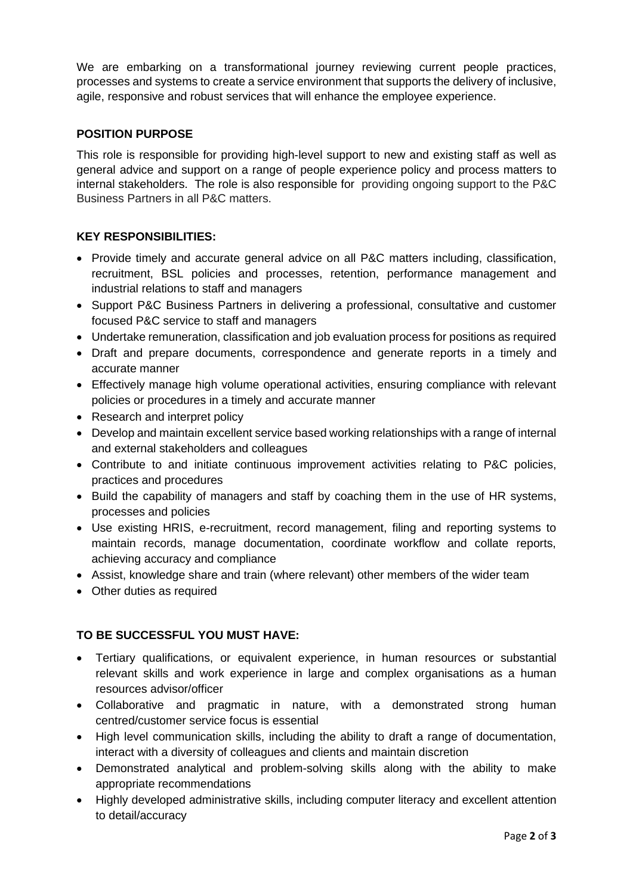We are embarking on a transformational journey reviewing current people practices, processes and systems to create a service environment that supports the delivery of inclusive, agile, responsive and robust services that will enhance the employee experience.

**POSITION PURPOSE**

This role is responsible for providing high-level support to new and existing staff as well as general advice and support on a range of people experience policy and process matters to internal stakeholders. The role is also responsible for providing ongoing support to the P&C Business Partners in all P&C matters.

**KEY RESPONSIBILITIES:**

- Provide timely and accurate general advice on all P&C matters including, classification, recruitment, BSL policies and processes, retention, performance management and industrial relations to staff and managers
- Support P&C Business Partners in delivering a professional, consultative and customer focused P&C service to staff and managers
- Undertake remuneration, classification and job evaluation process for positions as required
- Draft and prepare documents, correspondence and generate reports in a timely and accurate manner
- Effectively manage high volume operational activities, ensuring compliance with relevant policies or procedures in a timely and accurate manner
- Research and interpret policy
- Develop and maintain excellent service based working relationships with a range of internal and external stakeholders and colleagues
- Contribute to and initiate continuous improvement activities relating to P&C policies, practices and procedures
- Build the capability of managers and staff by coaching them in the use of HR systems, processes and policies
- Use existing HRIS, e-recruitment, record management, filing and reporting systems to maintain records, manage documentation, coordinate workflow and collate reports, achieving accuracy and compliance
- Assist, knowledge share and train (where relevant) other members of the wider team
- Other duties as required

**TO BE SUCCESSFUL YOU MUST HAVE:**

- Tertiary qualifications, or equivalent experience, in human resources or substantial relevant skills and work experience in large and complex organisations as a human resources advisor/officer
- Collaborative and pragmatic in nature, with a demonstrated strong human centred/customer service focus is essential
- High level communication skills, including the ability to draft a range of documentation, interact with a diversity of colleagues and clients and maintain discretion
- Demonstrated analytical and problem-solving skills along with the ability to make appropriate recommendations
- Highly developed administrative skills, including computer literacy and excellent attention to detail/accuracy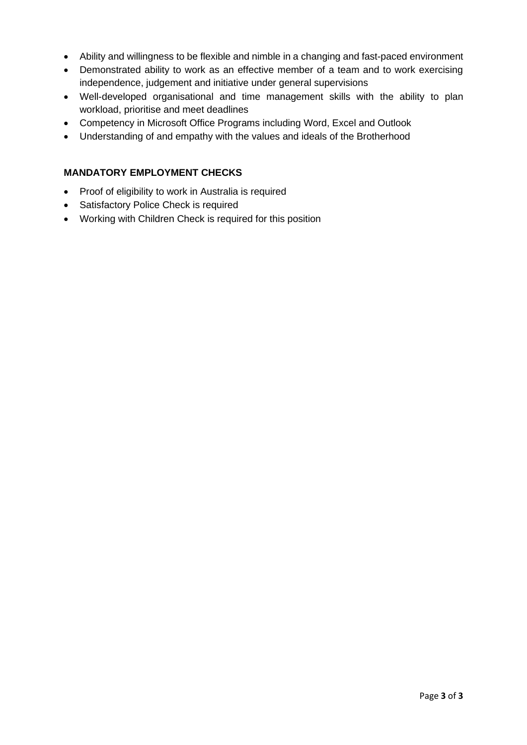- Ability and willingness to be flexible and nimble in a changing and fast-paced environment
- Demonstrated ability to work as an effective member of a team and to work exercising independence, judgement and initiative under general supervisions
- Well-developed organisational and time management skills with the ability to plan workload, prioritise and meet deadlines
- Competency in Microsoft Office Programs including Word, Excel and Outlook
- Understanding of and empathy with the values and ideals of the Brotherhood

**MANDATORY EMPLOYMENT CHECKS**

- Proof of eligibility to work in Australia is required
- Satisfactory Police Check is required
- Working with Children Check is required for this position